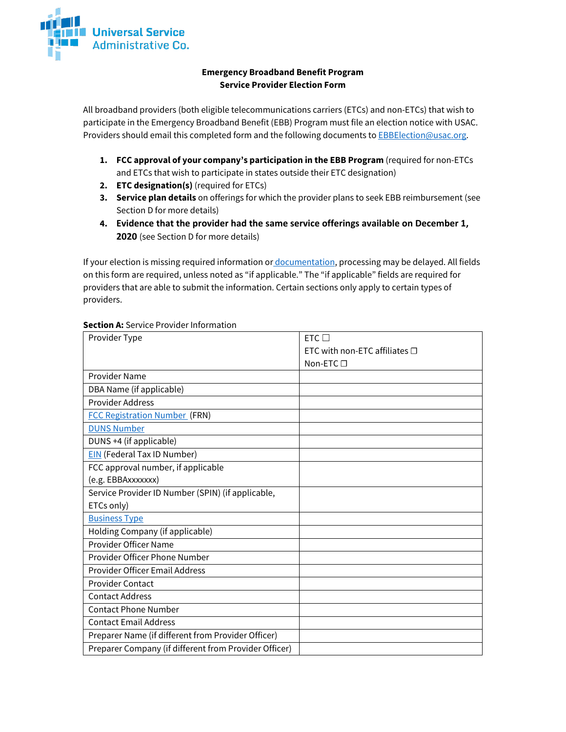Universal Service Administrative Co.

## Emergency Broadband Benefit Program
## Service Provider Election Form

All broadband providers (both eligible telecommunications carriers (ETCs) and non-ETCs) that wish to participate in the Emergency Broadband Benefit (EBB) Program must file an election notice with USAC. Providers should email this completed form and the following documents to EBBElection@usac.org.

1. **FCC approval of your company's participation in the EBB Program** (required for non-ETCs and ETCs that wish to participate in states outside their ETC designation)
2. **ETC designation(s)** (required for ETCs)
3. **Service plan details** on offerings for which the provider plans to seek EBB reimbursement (see Section D for more details)
4. **Evidence that the provider had the same service offerings available on December 1, 2020** (see Section D for more details)

If your election is missing required information or documentation, processing may be delayed. All fields on this form are required, unless noted as "if applicable." The "if applicable" fields are required for providers that are able to submit the information. Certain sections only apply to certain types of providers.

**Section A:** Service Provider Information

| Provider Type | ETC ☐<br>ETC with non-ETC affiliates ☐<br>Non-ETC ☐ |
|---|---|
| Provider Name | |
| DBA Name (if applicable) | |
| Provider Address | |
| FCC Registration Number (FRN) | |
| DUNS Number | |
| DUNS +4 (if applicable) | |
| EIN (Federal Tax ID Number) | |
| FCC approval number, if applicable (e.g. EBBAxxxxxxx) | |
| Service Provider ID Number (SPIN) (if applicable, ETCs only) | |
| Business Type | |
| Holding Company (if applicable) | |
| Provider Officer Name | |
| Provider Officer Phone Number | |
| Provider Officer Email Address | |
| Provider Contact | |
| Contact Address | |
| Contact Phone Number | |
| Contact Email Address | |
| Preparer Name (if different from Provider Officer) | |
| Preparer Company (if different from Provider Officer) | |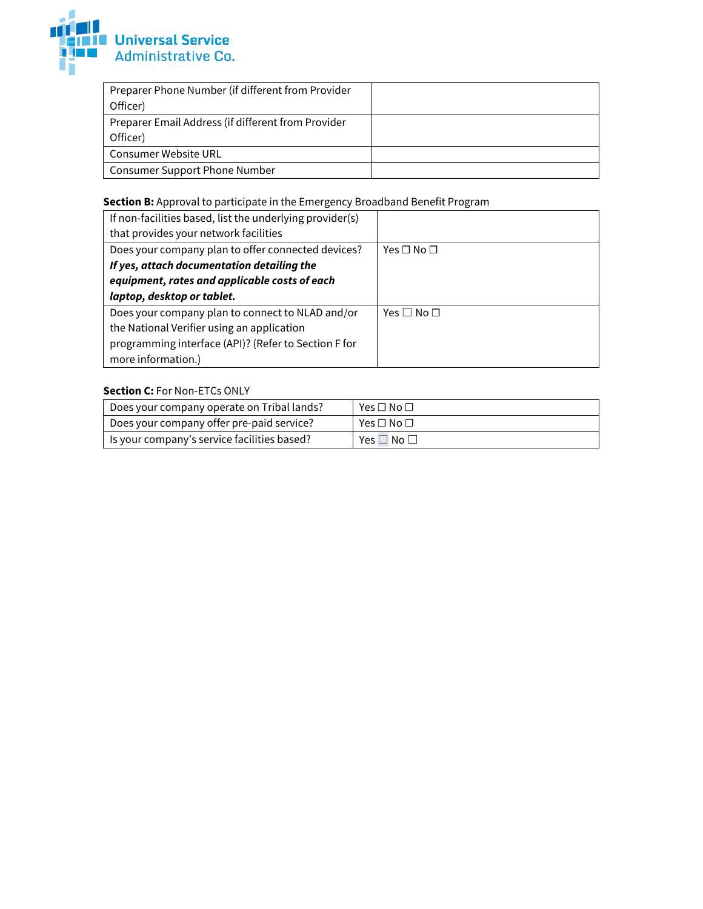| | |
|---|---|
| Preparer Phone Number (if different from Provider Officer) | |
| Preparer Email Address (if different from Provider Officer) | |
| Consumer Website URL | |
| Consumer Support Phone Number | |

**Section B:** Approval to participate in the Emergency Broadband Benefit Program

| | |
|---|---|
| If non-facilities based, list the underlying provider(s) that provides your network facilities | |
| Does your company plan to offer connected devices? ***If yes, attach documentation detailing the equipment, rates and applicable costs of each laptop, desktop or tablet.*** | Yes ☐ No ☐ |
| Does your company plan to connect to NLAD and/or the National Verifier using an application programming interface (API)? (Refer to Section F for more information.) | Yes ☐ No ☐ |

**Section C:** For Non-ETCs ONLY

| | |
|---|---|
| Does your company operate on Tribal lands? | Yes ☐ No ☐ |
| Does your company offer pre-paid service? | Yes ☐ No ☐ |
| Is your company's service facilities based? | Yes ☐ No ☐ |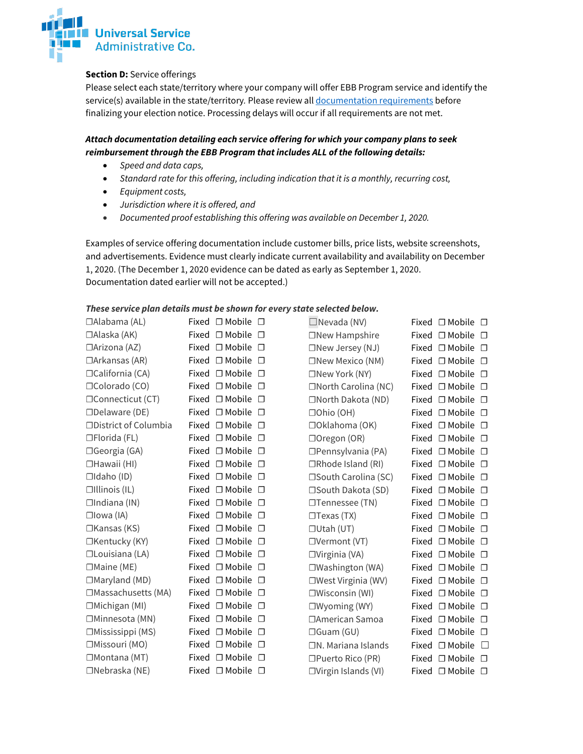**Section D:** Service offerings

Please select each state/territory where your company will offer EBB Program service and identify the service(s) available in the state/territory. Please review all [documentation requirements]() before finalizing your election notice. Processing delays will occur if all requirements are not met.

***Attach documentation detailing each service offering for which your company plans to seek reimbursement through the EBB Program that includes ALL of the following details:***

- *Speed and data caps,*
- *Standard rate for this offering, including indication that it is a monthly, recurring cost,*
- *Equipment costs,*
- *Jurisdiction where it is offered, and*
- *Documented proof establishing this offering was available on December 1, 2020.*

Examples of service offering documentation include customer bills, price lists, website screenshots, and advertisements. Evidence must clearly indicate current availability and availability on December 1, 2020. (The December 1, 2020 evidence can be dated as early as September 1, 2020. Documentation dated earlier will not be accepted.)

***These service plan details must be shown for every state selected below.***

| State/Territory | Fixed | Mobile | State/Territory | Fixed | Mobile |
|---|---|---|---|---|---|
| ☐Alabama (AL) | ☐ | ☐ | ☐Nevada (NV) | ☐ | ☐ |
| ☐Alaska (AK) | ☐ | ☐ | ☐New Hampshire | ☐ | ☐ |
| ☐Arizona (AZ) | ☐ | ☐ | ☐New Jersey (NJ) | ☐ | ☐ |
| ☐Arkansas (AR) | ☐ | ☐ | ☐New Mexico (NM) | ☐ | ☐ |
| ☐California (CA) | ☐ | ☐ | ☐New York (NY) | ☐ | ☐ |
| ☐Colorado (CO) | ☐ | ☐ | ☐North Carolina (NC) | ☐ | ☐ |
| ☐Connecticut (CT) | ☐ | ☐ | ☐North Dakota (ND) | ☐ | ☐ |
| ☐Delaware (DE) | ☐ | ☐ | ☐Ohio (OH) | ☐ | ☐ |
| ☐District of Columbia | ☐ | ☐ | ☐Oklahoma (OK) | ☐ | ☐ |
| ☐Florida (FL) | ☐ | ☐ | ☐Oregon (OR) | ☐ | ☐ |
| ☐Georgia (GA) | ☐ | ☐ | ☐Pennsylvania (PA) | ☐ | ☐ |
| ☐Hawaii (HI) | ☐ | ☐ | ☐Rhode Island (RI) | ☐ | ☐ |
| ☐Idaho (ID) | ☐ | ☐ | ☐South Carolina (SC) | ☐ | ☐ |
| ☐Illinois (IL) | ☐ | ☐ | ☐South Dakota (SD) | ☐ | ☐ |
| ☐Indiana (IN) | ☐ | ☐ | ☐Tennessee (TN) | ☐ | ☐ |
| ☐Iowa (IA) | ☐ | ☐ | ☐Texas (TX) | ☐ | ☐ |
| ☐Kansas (KS) | ☐ | ☐ | ☐Utah (UT) | ☐ | ☐ |
| ☐Kentucky (KY) | ☐ | ☐ | ☐Vermont (VT) | ☐ | ☐ |
| ☐Louisiana (LA) | ☐ | ☐ | ☐Virginia (VA) | ☐ | ☐ |
| ☐Maine (ME) | ☐ | ☐ | ☐Washington (WA) | ☐ | ☐ |
| ☐Maryland (MD) | ☐ | ☐ | ☐West Virginia (WV) | ☐ | ☐ |
| ☐Massachusetts (MA) | ☐ | ☐ | ☐Wisconsin (WI) | ☐ | ☐ |
| ☐Michigan (MI) | ☐ | ☐ | ☐Wyoming (WY) | ☐ | ☐ |
| ☐Minnesota (MN) | ☐ | ☐ | ☐American Samoa | ☐ | ☐ |
| ☐Mississippi (MS) | ☐ | ☐ | ☐Guam (GU) | ☐ | ☐ |
| ☐Missouri (MO) | ☐ | ☐ | ☐N. Mariana Islands | ☐ | ☐ |
| ☐Montana (MT) | ☐ | ☐ | ☐Puerto Rico (PR) | ☐ | ☐ |
| ☐Nebraska (NE) | ☐ | ☐ | ☐Virgin Islands (VI) | ☐ | ☐ |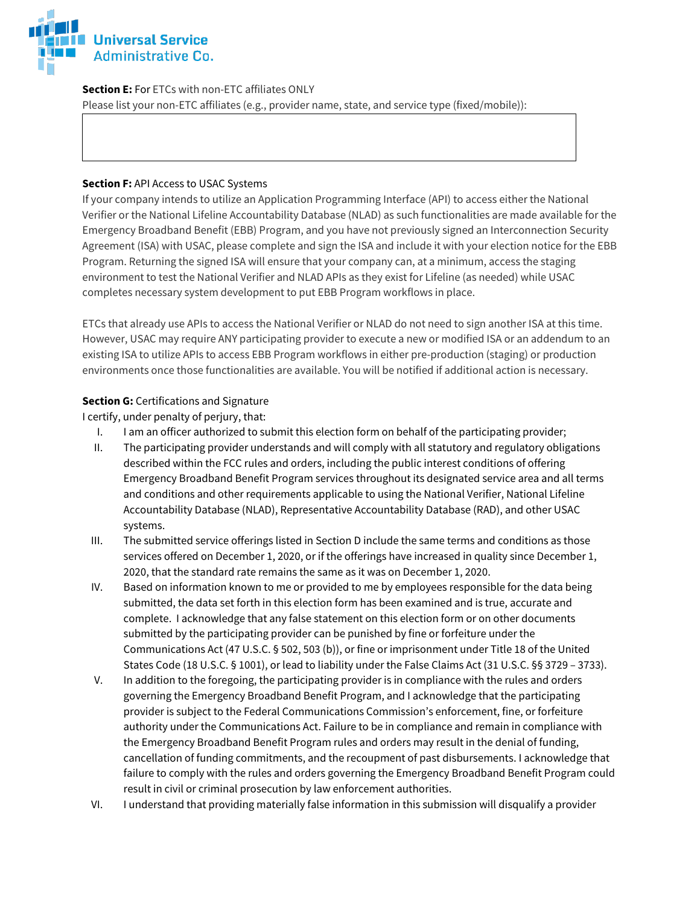**Section E:** For ETCs with non-ETC affiliates ONLY

Please list your non-ETC affiliates (e.g., provider name, state, and service type (fixed/mobile)):

|   |
|---|
|   |

**Section F:** API Access to USAC Systems

If your company intends to utilize an Application Programming Interface (API) to access either the National Verifier or the National Lifeline Accountability Database (NLAD) as such functionalities are made available for the Emergency Broadband Benefit (EBB) Program, and you have not previously signed an Interconnection Security Agreement (ISA) with USAC, please complete and sign the ISA and include it with your election notice for the EBB Program. Returning the signed ISA will ensure that your company can, at a minimum, access the staging environment to test the National Verifier and NLAD APIs as they exist for Lifeline (as needed) while USAC completes necessary system development to put EBB Program workflows in place.

ETCs that already use APIs to access the National Verifier or NLAD do not need to sign another ISA at this time. However, USAC may require ANY participating provider to execute a new or modified ISA or an addendum to an existing ISA to utilize APIs to access EBB Program workflows in either pre-production (staging) or production environments once those functionalities are available. You will be notified if additional action is necessary.

**Section G:** Certifications and Signature

I certify, under penalty of perjury, that:

I. I am an officer authorized to submit this election form on behalf of the participating provider;

II. The participating provider understands and will comply with all statutory and regulatory obligations described within the FCC rules and orders, including the public interest conditions of offering Emergency Broadband Benefit Program services throughout its designated service area and all terms and conditions and other requirements applicable to using the National Verifier, National Lifeline Accountability Database (NLAD), Representative Accountability Database (RAD), and other USAC systems.

III. The submitted service offerings listed in Section D include the same terms and conditions as those services offered on December 1, 2020, or if the offerings have increased in quality since December 1, 2020, that the standard rate remains the same as it was on December 1, 2020.

IV. Based on information known to me or provided to me by employees responsible for the data being submitted, the data set forth in this election form has been examined and is true, accurate and complete. I acknowledge that any false statement on this election form or on other documents submitted by the participating provider can be punished by fine or forfeiture under the Communications Act (47 U.S.C. § 502, 503 (b)), or fine or imprisonment under Title 18 of the United States Code (18 U.S.C. § 1001), or lead to liability under the False Claims Act (31 U.S.C. §§ 3729 – 3733).

V. In addition to the foregoing, the participating provider is in compliance with the rules and orders governing the Emergency Broadband Benefit Program, and I acknowledge that the participating provider is subject to the Federal Communications Commission's enforcement, fine, or forfeiture authority under the Communications Act. Failure to be in compliance and remain in compliance with the Emergency Broadband Benefit Program rules and orders may result in the denial of funding, cancellation of funding commitments, and the recoupment of past disbursements. I acknowledge that failure to comply with the rules and orders governing the Emergency Broadband Benefit Program could result in civil or criminal prosecution by law enforcement authorities.

VI. I understand that providing materially false information in this submission will disqualify a provider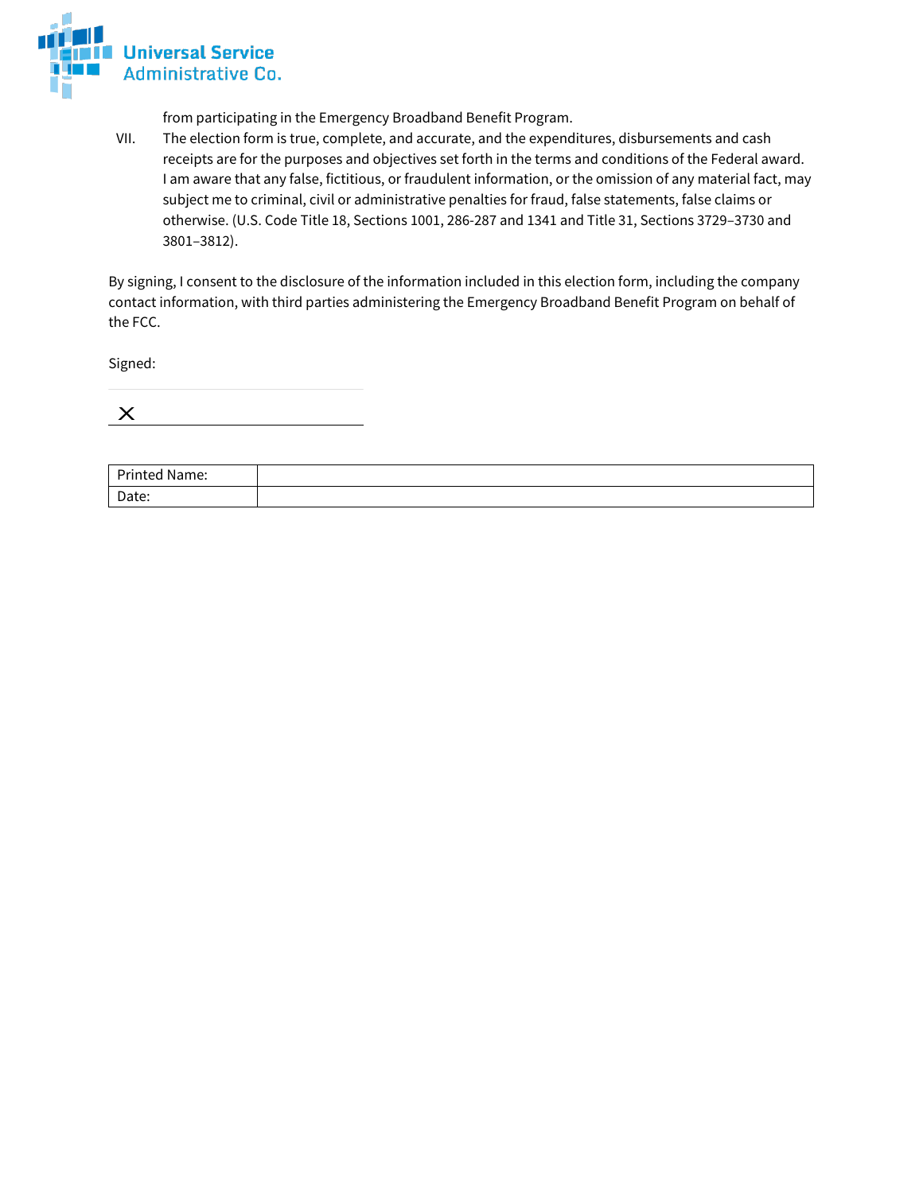from participating in the Emergency Broadband Benefit Program.

VII. The election form is true, complete, and accurate, and the expenditures, disbursements and cash receipts are for the purposes and objectives set forth in the terms and conditions of the Federal award. I am aware that any false, fictitious, or fraudulent information, or the omission of any material fact, may subject me to criminal, civil or administrative penalties for fraud, false statements, false claims or otherwise. (U.S. Code Title 18, Sections 1001, 286-287 and 1341 and Title 31, Sections 3729–3730 and 3801–3812).

By signing, I consent to the disclosure of the information included in this election form, including the company contact information, with third parties administering the Emergency Broadband Benefit Program on behalf of the FCC.

Signed:

X ______________________________

| | |
|---|---|
| Printed Name: | |
| Date: | |